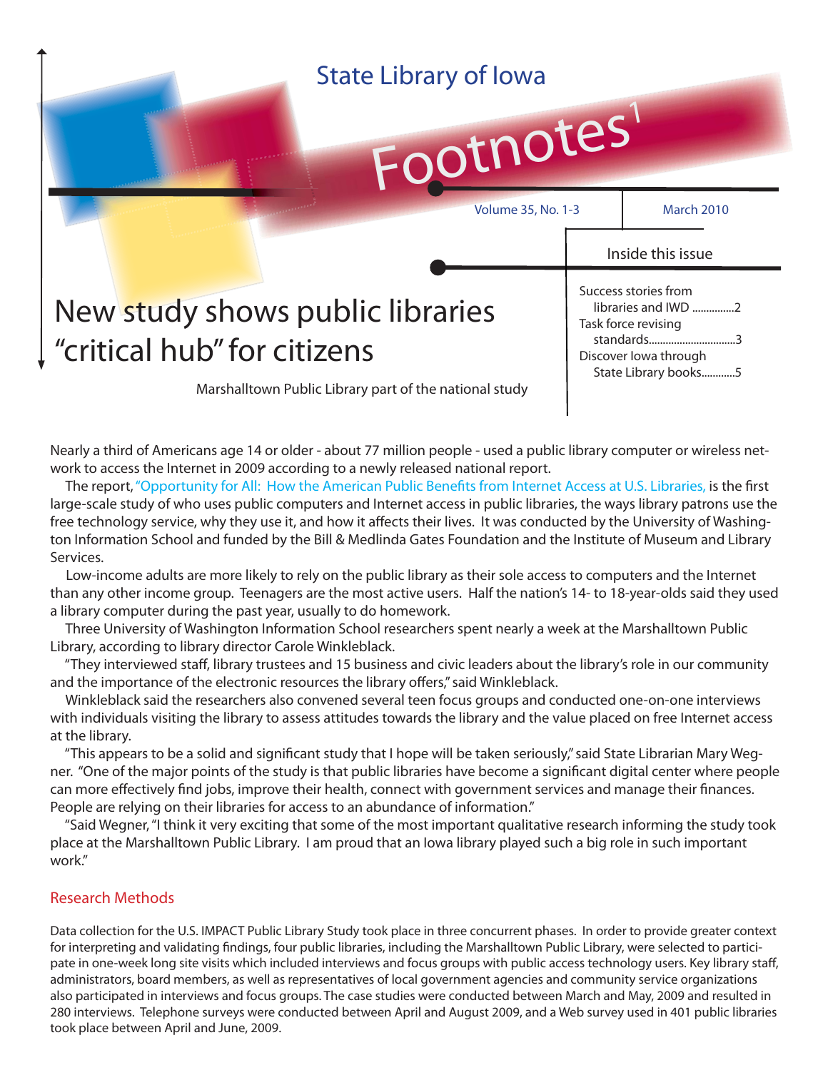State Library of Iowa

# Footnotes[1]

Volume 35, No. 1-3 | March 2010

**Inside this issue**

- Success stories from libraries and IWD ...............2
- Task force revising standards..............................3
- Discover Iowa through State Library books............5

# New study shows public libraries "critical hub" for citizens

Marshalltown Public Library part of the national study

Nearly a third of Americans age 14 or older - about 77 million people - used a public library computer or wireless network to access the Internet in 2009 according to a newly released national report.

The report, "Opportunity for All: How the American Public Benefits from Internet Access at U.S. Libraries, is the first large-scale study of who uses public computers and Internet access in public libraries, the ways library patrons use the free technology service, why they use it, and how it affects their lives. It was conducted by the University of Washington Information School and funded by the Bill & Medlinda Gates Foundation and the Institute of Museum and Library Services.

Low-income adults are more likely to rely on the public library as their sole access to computers and the Internet than any other income group. Teenagers are the most active users. Half the nation's 14- to 18-year-olds said they used a library computer during the past year, usually to do homework.

Three University of Washington Information School researchers spent nearly a week at the Marshalltown Public Library, according to library director Carole Winkleblack.

"They interviewed staff, library trustees and 15 business and civic leaders about the library's role in our community and the importance of the electronic resources the library offers," said Winkleblack.

Winkleblack said the researchers also convened several teen focus groups and conducted one-on-one interviews with individuals visiting the library to assess attitudes towards the library and the value placed on free Internet access at the library.

"This appears to be a solid and significant study that I hope will be taken seriously," said State Librarian Mary Wegner. "One of the major points of the study is that public libraries have become a significant digital center where people can more effectively find jobs, improve their health, connect with government services and manage their finances. People are relying on their libraries for access to an abundance of information."

"Said Wegner, "I think it very exciting that some of the most important qualitative research informing the study took place at the Marshalltown Public Library. I am proud that an Iowa library played such a big role in such important work."

## Research Methods

Data collection for the U.S. IMPACT Public Library Study took place in three concurrent phases. In order to provide greater context for interpreting and validating findings, four public libraries, including the Marshalltown Public Library, were selected to participate in one-week long site visits which included interviews and focus groups with public access technology users. Key library staff, administrators, board members, as well as representatives of local government agencies and community service organizations also participated in interviews and focus groups. The case studies were conducted between March and May, 2009 and resulted in 280 interviews. Telephone surveys were conducted between April and August 2009, and a Web survey used in 401 public libraries took place between April and June, 2009.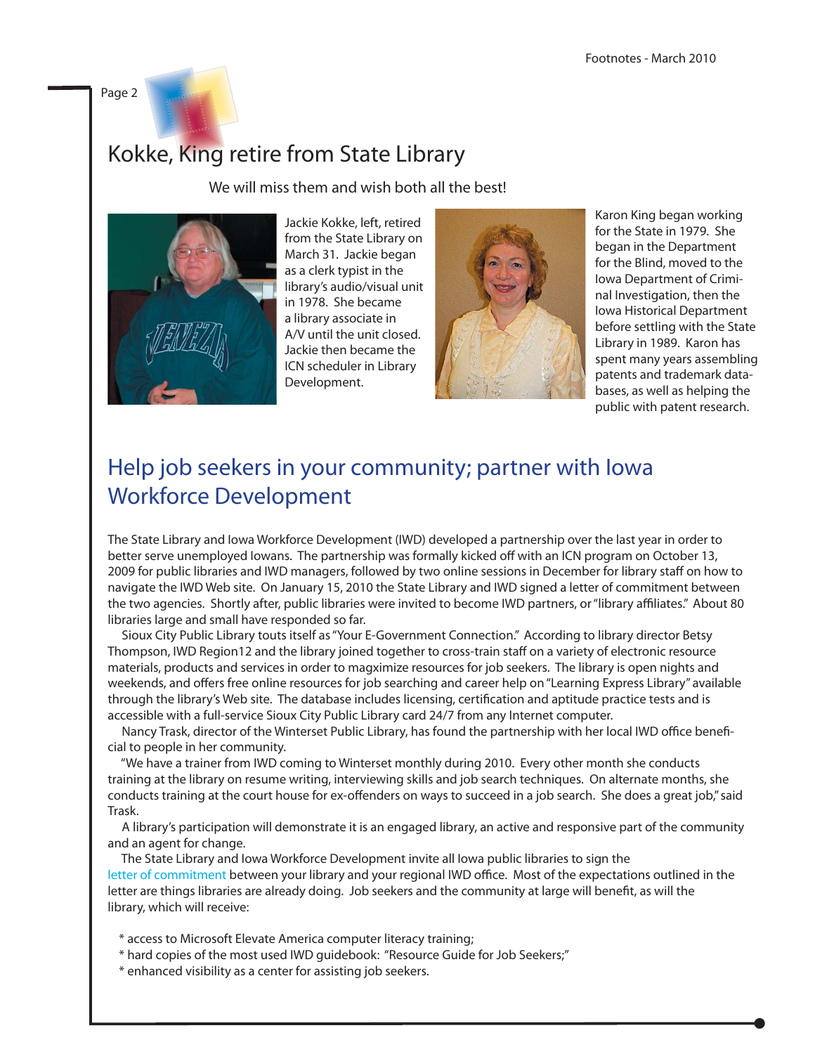# Kokke, King retire from State Library

We will miss them and wish both all the best!

Jackie Kokke, left, retired from the State Library on March 31. Jackie began as a clerk typist in the library's audio/visual unit in 1978. She became a library associate in A/V until the unit closed. Jackie then became the ICN scheduler in Library Development.

Karon King began working for the State in 1979. She began in the Department for the Blind, moved to the Iowa Department of Criminal Investigation, then the Iowa Historical Department before settling with the State Library in 1989. Karon has spent many years assembling patents and trademark databases, as well as helping the public with patent research.

# Help job seekers in your community; partner with Iowa Workforce Development

The State Library and Iowa Workforce Development (IWD) developed a partnership over the last year in order to better serve unemployed Iowans. The partnership was formally kicked off with an ICN program on October 13, 2009 for public libraries and IWD managers, followed by two online sessions in December for library staff on how to navigate the IWD Web site. On January 15, 2010 the State Library and IWD signed a letter of commitment between the two agencies. Shortly after, public libraries were invited to become IWD partners, or "library affiliates." About 80 libraries large and small have responded so far.

Sioux City Public Library touts itself as "Your E-Government Connection." According to library director Betsy Thompson, IWD Region12 and the library joined together to cross-train staff on a variety of electronic resource materials, products and services in order to magximize resources for job seekers. The library is open nights and weekends, and offers free online resources for job searching and career help on "Learning Express Library" available through the library's Web site. The database includes licensing, certification and aptitude practice tests and is accessible with a full-service Sioux City Public Library card 24/7 from any Internet computer.

Nancy Trask, director of the Winterset Public Library, has found the partnership with her local IWD office beneficial to people in her community.

"We have a trainer from IWD coming to Winterset monthly during 2010. Every other month she conducts training at the library on resume writing, interviewing skills and job search techniques. On alternate months, she conducts training at the court house for ex-offenders on ways to succeed in a job search. She does a great job," said Trask.

A library's participation will demonstrate it is an engaged library, an active and responsive part of the community and an agent for change.

The State Library and Iowa Workforce Development invite all Iowa public libraries to sign the letter of commitment between your library and your regional IWD office. Most of the expectations outlined in the letter are things libraries are already doing. Job seekers and the community at large will benefit, as will the library, which will receive:

* access to Microsoft Elevate America computer literacy training;
* hard copies of the most used IWD guidebook: "Resource Guide for Job Seekers;"
* enhanced visibility as a center for assisting job seekers.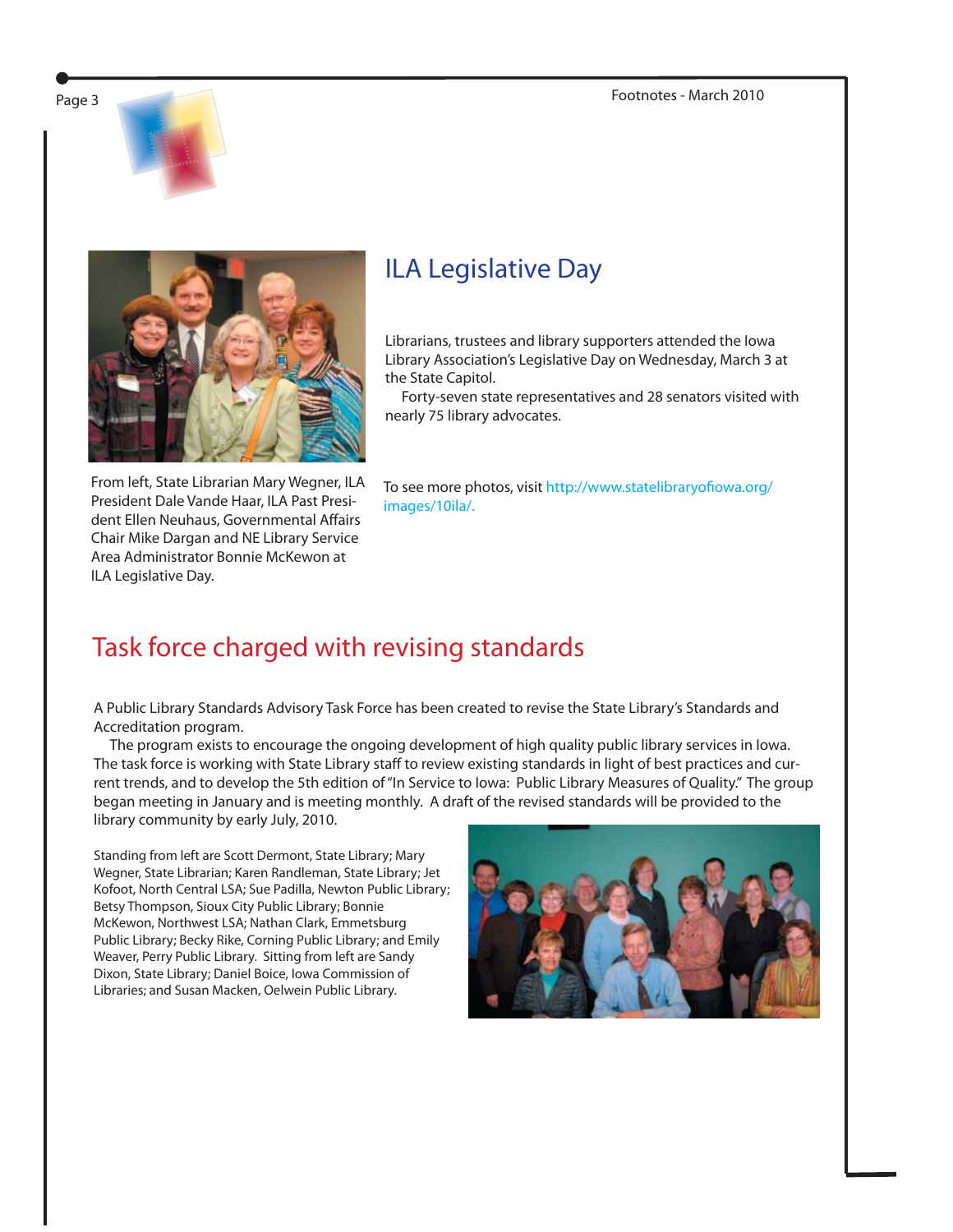## ILA Legislative Day

Librarians, trustees and library supporters attended the Iowa Library Association's Legislative Day on Wednesday, March 3 at the State Capitol.

Forty-seven state representatives and 28 senators visited with nearly 75 library advocates.

From left, State Librarian Mary Wegner, ILA President Dale Vande Haar, ILA Past President Ellen Neuhaus, Governmental Affairs Chair Mike Dargan and NE Library Service Area Administrator Bonnie McKewon at ILA Legislative Day.

To see more photos, visit http://www.statelibraryofiowa.org/images/10ila/.

## Task force charged with revising standards

A Public Library Standards Advisory Task Force has been created to revise the State Library's Standards and Accreditation program.

The program exists to encourage the ongoing development of high quality public library services in Iowa. The task force is working with State Library staff to review existing standards in light of best practices and current trends, and to develop the 5th edition of "In Service to Iowa: Public Library Measures of Quality." The group began meeting in January and is meeting monthly. A draft of the revised standards will be provided to the library community by early July, 2010.

Standing from left are Scott Dermont, State Library; Mary Wegner, State Librarian; Karen Randleman, State Library; Jet Kofoot, North Central LSA; Sue Padilla, Newton Public Library; Betsy Thompson, Sioux City Public Library; Bonnie McKewon, Northwest LSA; Nathan Clark, Emmetsburg Public Library; Becky Rike, Corning Public Library; and Emily Weaver, Perry Public Library. Sitting from left are Sandy Dixon, State Library; Daniel Boice, Iowa Commission of Libraries; and Susan Macken, Oelwein Public Library.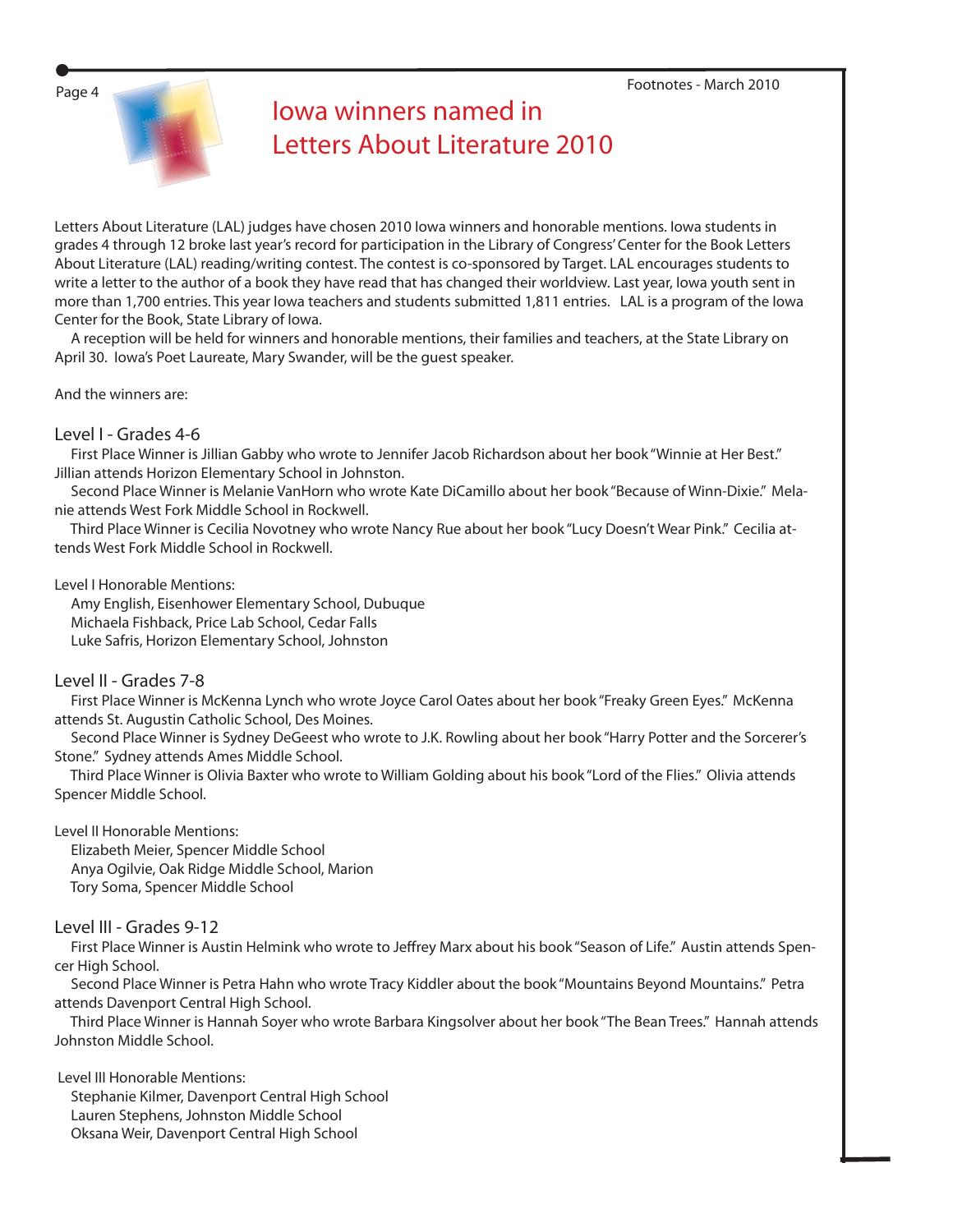# Iowa winners named in Letters About Literature 2010

Letters About Literature (LAL) judges have chosen 2010 Iowa winners and honorable mentions. Iowa students in grades 4 through 12 broke last year's record for participation in the Library of Congress' Center for the Book Letters About Literature (LAL) reading/writing contest. The contest is co-sponsored by Target. LAL encourages students to write a letter to the author of a book they have read that has changed their worldview. Last year, Iowa youth sent in more than 1,700 entries. This year Iowa teachers and students submitted 1,811 entries. LAL is a program of the Iowa Center for the Book, State Library of Iowa.

A reception will be held for winners and honorable mentions, their families and teachers, at the State Library on April 30. Iowa's Poet Laureate, Mary Swander, will be the guest speaker.

And the winners are:

## Level I - Grades 4-6

First Place Winner is Jillian Gabby who wrote to Jennifer Jacob Richardson about her book "Winnie at Her Best." Jillian attends Horizon Elementary School in Johnston.

Second Place Winner is Melanie VanHorn who wrote Kate DiCamillo about her book "Because of Winn-Dixie." Melanie attends West Fork Middle School in Rockwell.

Third Place Winner is Cecilia Novotney who wrote Nancy Rue about her book "Lucy Doesn't Wear Pink." Cecilia attends West Fork Middle School in Rockwell.

Level I Honorable Mentions:

Amy English, Eisenhower Elementary School, Dubuque
Michaela Fishback, Price Lab School, Cedar Falls
Luke Safris, Horizon Elementary School, Johnston

## Level II - Grades 7-8

First Place Winner is McKenna Lynch who wrote Joyce Carol Oates about her book "Freaky Green Eyes." McKenna attends St. Augustin Catholic School, Des Moines.

Second Place Winner is Sydney DeGeest who wrote to J.K. Rowling about her book "Harry Potter and the Sorcerer's Stone." Sydney attends Ames Middle School.

Third Place Winner is Olivia Baxter who wrote to William Golding about his book "Lord of the Flies." Olivia attends Spencer Middle School.

Level II Honorable Mentions:

Elizabeth Meier, Spencer Middle School
Anya Ogilvie, Oak Ridge Middle School, Marion
Tory Soma, Spencer Middle School

## Level III - Grades 9-12

First Place Winner is Austin Helmink who wrote to Jeffrey Marx about his book "Season of Life." Austin attends Spencer High School.

Second Place Winner is Petra Hahn who wrote Tracy Kiddler about the book "Mountains Beyond Mountains." Petra attends Davenport Central High School.

Third Place Winner is Hannah Soyer who wrote Barbara Kingsolver about her book "The Bean Trees." Hannah attends Johnston Middle School.

Level III Honorable Mentions:

Stephanie Kilmer, Davenport Central High School
Lauren Stephens, Johnston Middle School
Oksana Weir, Davenport Central High School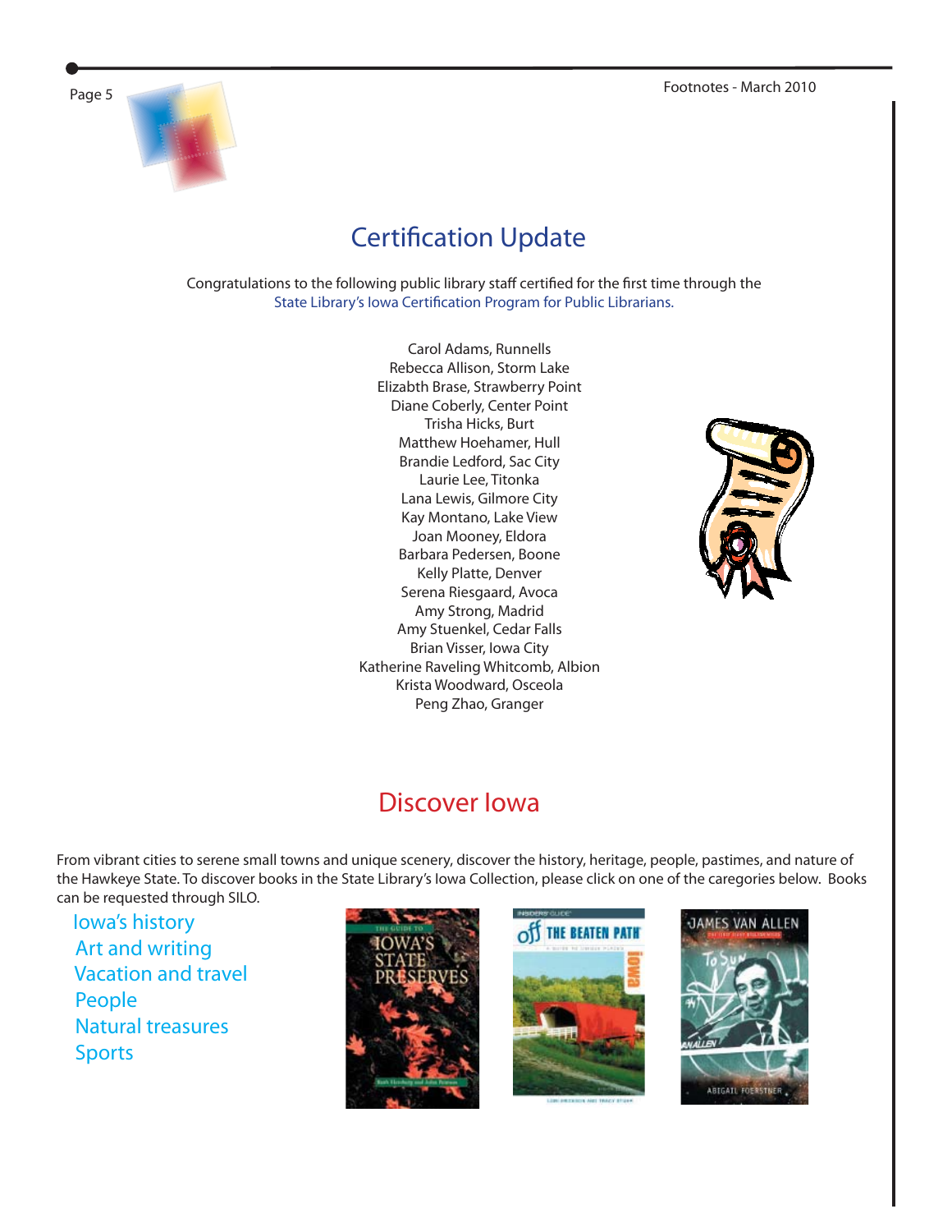## Certification Update

Congratulations to the following public library staff certified for the first time through the State Library's Iowa Certification Program for Public Librarians.

Carol Adams, Runnells
Rebecca Allison, Storm Lake
Elizabth Brase, Strawberry Point
Diane Coberly, Center Point
Trisha Hicks, Burt
Matthew Hoehamer, Hull
Brandie Ledford, Sac City
Laurie Lee, Titonka
Lana Lewis, Gilmore City
Kay Montano, Lake View
Joan Mooney, Eldora
Barbara Pedersen, Boone
Kelly Platte, Denver
Serena Riesgaard, Avoca
Amy Strong, Madrid
Amy Stuenkel, Cedar Falls
Brian Visser, Iowa City
Katherine Raveling Whitcomb, Albion
Krista Woodward, Osceola
Peng Zhao, Granger

## Discover Iowa

From vibrant cities to serene small towns and unique scenery, discover the history, heritage, people, pastimes, and nature of the Hawkeye State. To discover books in the State Library's Iowa Collection, please click on one of the caregories below. Books can be requested through SILO.

- Iowa's history
- Art and writing
- Vacation and travel
- People
- Natural treasures
- Sports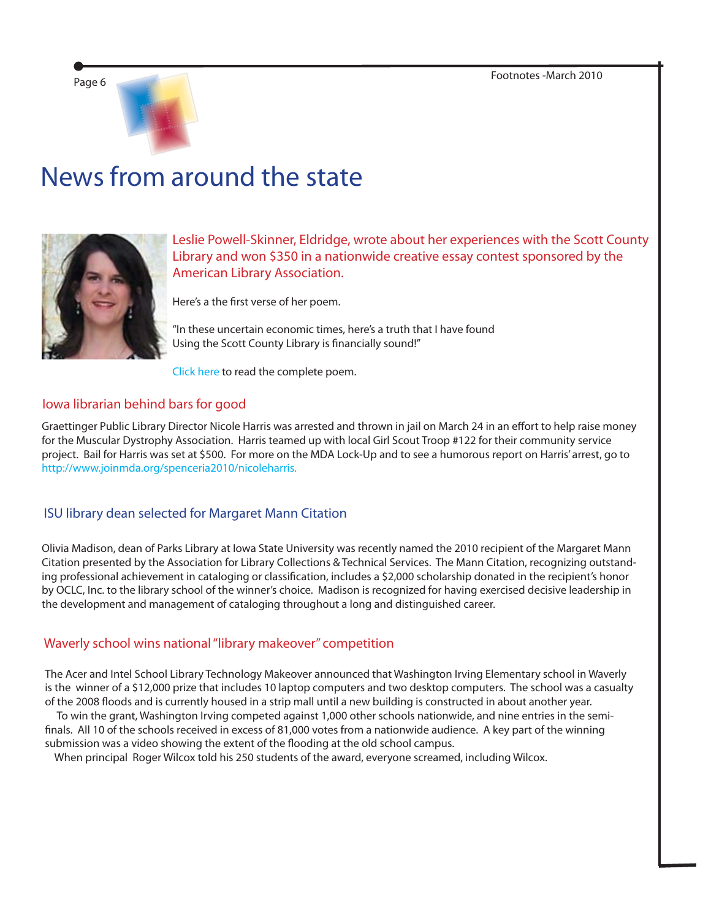# News from around the state

Leslie Powell-Skinner, Eldridge, wrote about her experiences with the Scott County Library and won $350 in a nationwide creative essay contest sponsored by the American Library Association.

Here's a the first verse of her poem.

"In these uncertain economic times, here's a truth that I have found
Using the Scott County Library is financially sound!"

Click here to read the complete poem.

## Iowa librarian behind bars for good

Graettinger Public Library Director Nicole Harris was arrested and thrown in jail on March 24 in an effort to help raise money for the Muscular Dystrophy Association. Harris teamed up with local Girl Scout Troop #122 for their community service project. Bail for Harris was set at $500. For more on the MDA Lock-Up and to see a humorous report on Harris' arrest, go to http://www.joinmda.org/spenceria2010/nicoleharris.

## ISU library dean selected for Margaret Mann Citation

Olivia Madison, dean of Parks Library at Iowa State University was recently named the 2010 recipient of the Margaret Mann Citation presented by the Association for Library Collections & Technical Services. The Mann Citation, recognizing outstanding professional achievement in cataloging or classification, includes a $2,000 scholarship donated in the recipient's honor by OCLC, Inc. to the library school of the winner's choice. Madison is recognized for having exercised decisive leadership in the development and management of cataloging throughout a long and distinguished career.

## Waverly school wins national "library makeover" competition

The Acer and Intel School Library Technology Makeover announced that Washington Irving Elementary school in Waverly is the winner of a $12,000 prize that includes 10 laptop computers and two desktop computers. The school was a casualty of the 2008 floods and is currently housed in a strip mall until a new building is constructed in about another year.

To win the grant, Washington Irving competed against 1,000 other schools nationwide, and nine entries in the semi-finals. All 10 of the schools received in excess of 81,000 votes from a nationwide audience. A key part of the winning submission was a video showing the extent of the flooding at the old school campus.

When principal Roger Wilcox told his 250 students of the award, everyone screamed, including Wilcox.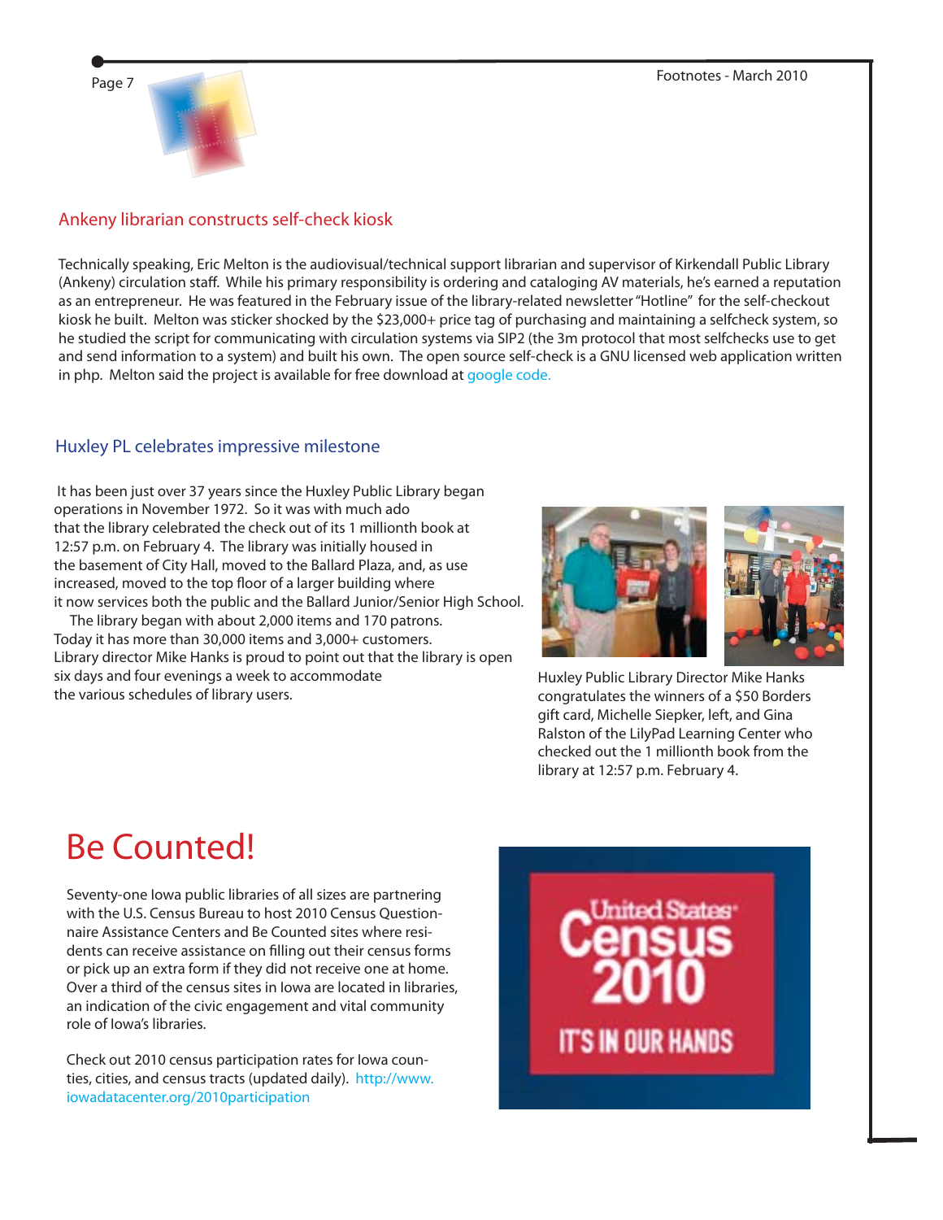## Ankeny librarian constructs self-check kiosk

Technically speaking, Eric Melton is the audiovisual/technical support librarian and supervisor of Kirkendall Public Library (Ankeny) circulation staff. While his primary responsibility is ordering and cataloging AV materials, he's earned a reputation as an entrepreneur. He was featured in the February issue of the library-related newsletter "Hotline" for the self-checkout kiosk he built. Melton was sticker shocked by the $23,000+ price tag of purchasing and maintaining a selfcheck system, so he studied the script for communicating with circulation systems via SIP2 (the 3m protocol that most selfchecks use to get and send information to a system) and built his own. The open source self-check is a GNU licensed web application written in php. Melton said the project is available for free download at google code.

## Huxley PL celebrates impressive milestone

It has been just over 37 years since the Huxley Public Library began operations in November 1972. So it was with much ado that the library celebrated the check out of its 1 millionth book at 12:57 p.m. on February 4. The library was initially housed in the basement of City Hall, moved to the Ballard Plaza, and, as use increased, moved to the top floor of a larger building where it now services both the public and the Ballard Junior/Senior High School.

The library began with about 2,000 items and 170 patrons. Today it has more than 30,000 items and 3,000+ customers. Library director Mike Hanks is proud to point out that the library is open six days and four evenings a week to accommodate the various schedules of library users.

Huxley Public Library Director Mike Hanks congratulates the winners of a $50 Borders gift card, Michelle Siepker, left, and Gina Ralston of the LilyPad Learning Center who checked out the 1 millionth book from the library at 12:57 p.m. February 4.

# Be Counted!

Seventy-one Iowa public libraries of all sizes are partnering with the U.S. Census Bureau to host 2010 Census Questionnaire Assistance Centers and Be Counted sites where residents can receive assistance on filling out their census forms or pick up an extra form if they did not receive one at home. Over a third of the census sites in Iowa are located in libraries, an indication of the civic engagement and vital community role of Iowa's libraries.

Check out 2010 census participation rates for Iowa counties, cities, and census tracts (updated daily). http://www.iowadatacenter.org/2010participation

United States Census 2010

IT'S IN OUR HANDS